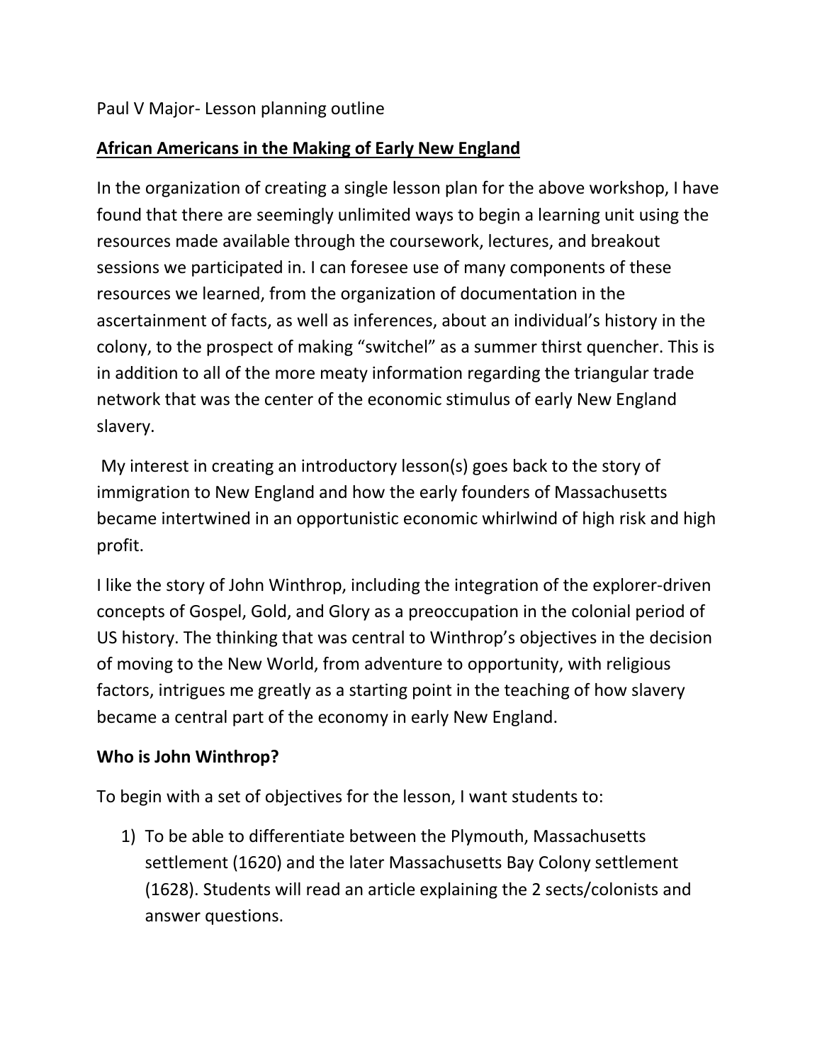Paul V Major- Lesson planning outline

## African Americans in the Making of Early New England

In the organization of creating a single lesson plan for the above workshop, I have found that there are seemingly unlimited ways to begin a learning unit using the resources made available through the coursework, lectures, and breakout sessions we participated in. I can foresee use of many components of these resources we learned, from the organization of documentation in the ascertainment of facts, as well as inferences, about an individual's history in the colony, to the prospect of making "switchel" as a summer thirst quencher. This is in addition to all of the more meaty information regarding the triangular trade network that was the center of the economic stimulus of early New England slavery.

My interest in creating an introductory lesson(s) goes back to the story of immigration to New England and how the early founders of Massachusetts became intertwined in an opportunistic economic whirlwind of high risk and high profit.

I like the story of John Winthrop, including the integration of the explorer-driven concepts of Gospel, Gold, and Glory as a preoccupation in the colonial period of US history. The thinking that was central to Winthrop's objectives in the decision of moving to the New World, from adventure to opportunity, with religious factors, intrigues me greatly as a starting point in the teaching of how slavery became a central part of the economy in early New England.

### Who is John Winthrop?

To begin with a set of objectives for the lesson, I want students to:

1) To be able to differentiate between the Plymouth, Massachusetts settlement (1620) and the later Massachusetts Bay Colony settlement (1628). Students will read an article explaining the 2 sects/colonists and answer questions.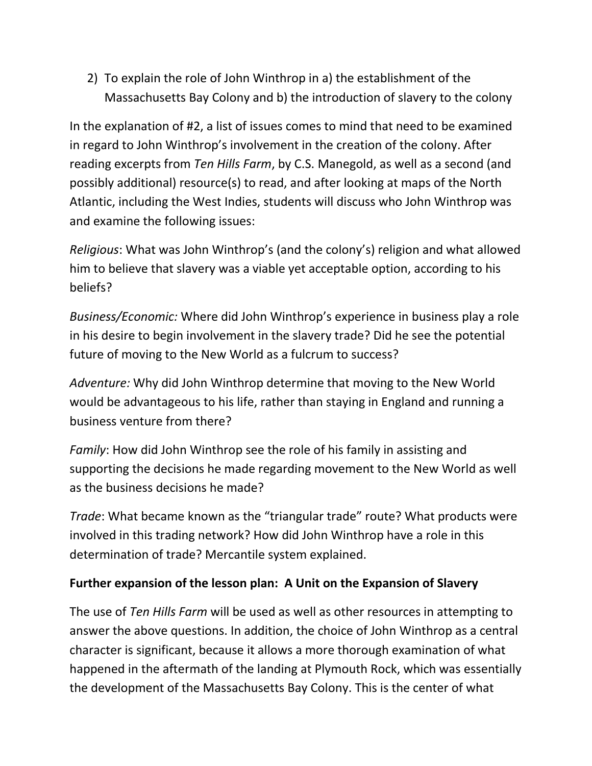2) To explain the role of John Winthrop in a) the establishment of the Massachusetts Bay Colony and b) the introduction of slavery to the colony

In the explanation of #2, a list of issues comes to mind that need to be examined in regard to John Winthrop's involvement in the creation of the colony. After reading excerpts from *Ten Hills Farm*, by C.S. Manegold, as well as a second (and possibly additional) resource(s) to read, and after looking at maps of the North Atlantic, including the West Indies, students will discuss who John Winthrop was and examine the following issues:

*Religious*: What was John Winthrop's (and the colony's) religion and what allowed him to believe that slavery was a viable yet acceptable option, according to his beliefs?

*Business/Economic:* Where did John Winthrop's experience in business play a role in his desire to begin involvement in the slavery trade? Did he see the potential future of moving to the New World as a fulcrum to success?

*Adventure:* Why did John Winthrop determine that moving to the New World would be advantageous to his life, rather than staying in England and running a business venture from there?

*Family*: How did John Winthrop see the role of his family in assisting and supporting the decisions he made regarding movement to the New World as well as the business decisions he made?

*Trade*: What became known as the "triangular trade" route? What products were involved in this trading network? How did John Winthrop have a role in this determination of trade? Mercantile system explained.

**Further expansion of the lesson plan: A Unit on the Expansion of Slavery**

The use of *Ten Hills Farm* will be used as well as other resources in attempting to answer the above questions. In addition, the choice of John Winthrop as a central character is significant, because it allows a more thorough examination of what happened in the aftermath of the landing at Plymouth Rock, which was essentially the development of the Massachusetts Bay Colony. This is the center of what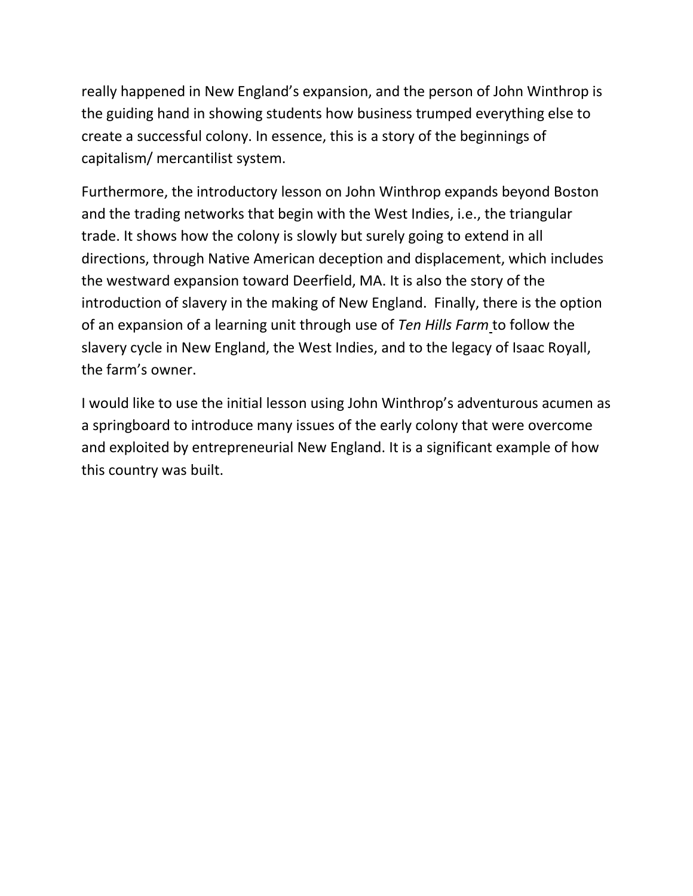really happened in New England's expansion, and the person of John Winthrop is the guiding hand in showing students how business trumped everything else to create a successful colony. In essence, this is a story of the beginnings of capitalism/ mercantilist system.

Furthermore, the introductory lesson on John Winthrop expands beyond Boston and the trading networks that begin with the West Indies, i.e., the triangular trade. It shows how the colony is slowly but surely going to extend in all directions, through Native American deception and displacement, which includes the westward expansion toward Deerfield, MA. It is also the story of the introduction of slavery in the making of New England. Finally, there is the option of an expansion of a learning unit through use of *Ten Hills Farm* to follow the slavery cycle in New England, the West Indies, and to the legacy of Isaac Royall, the farm's owner.

I would like to use the initial lesson using John Winthrop's adventurous acumen as a springboard to introduce many issues of the early colony that were overcome and exploited by entrepreneurial New England. It is a significant example of how this country was built.